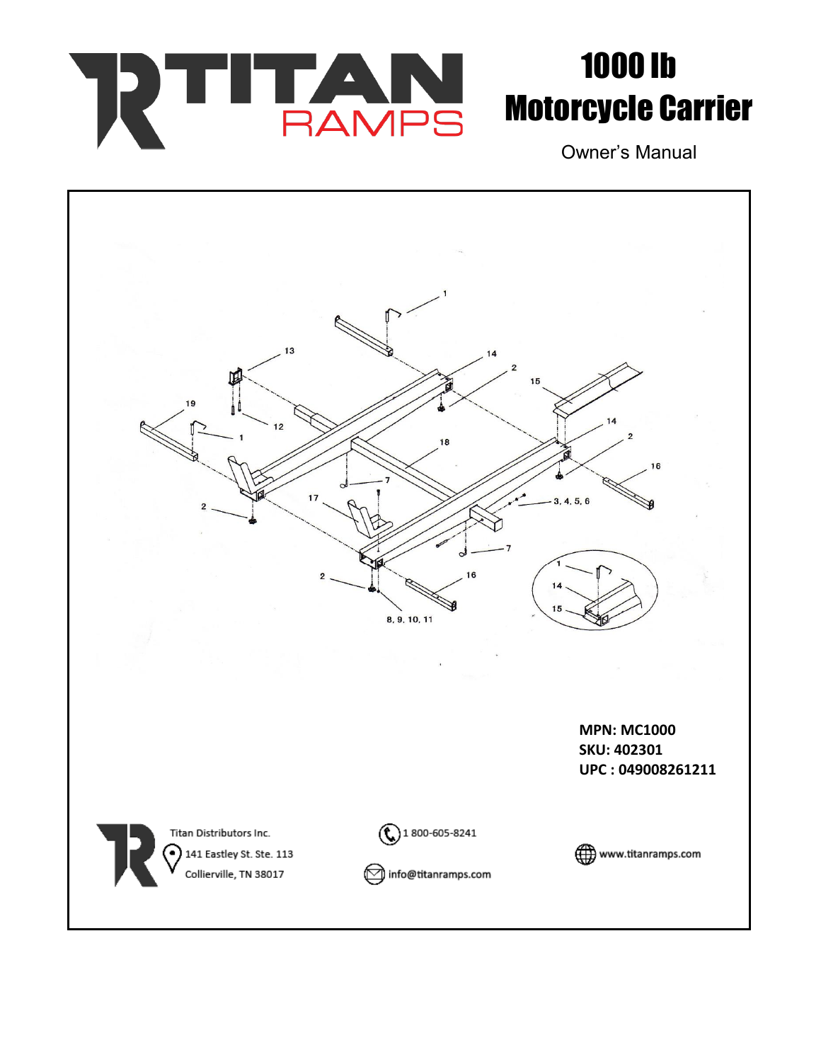# 1000 lb Motorcycle Carrier

Owner's Manual

**MPN: MC1000**
**SKU: 402301**
**UPC : 049008261211**

Titan Distributors Inc.
141 Eastley St. Ste. 113
Collierville, TN 38017

1 800-605-8241

info@titanramps.com

www.titanramps.com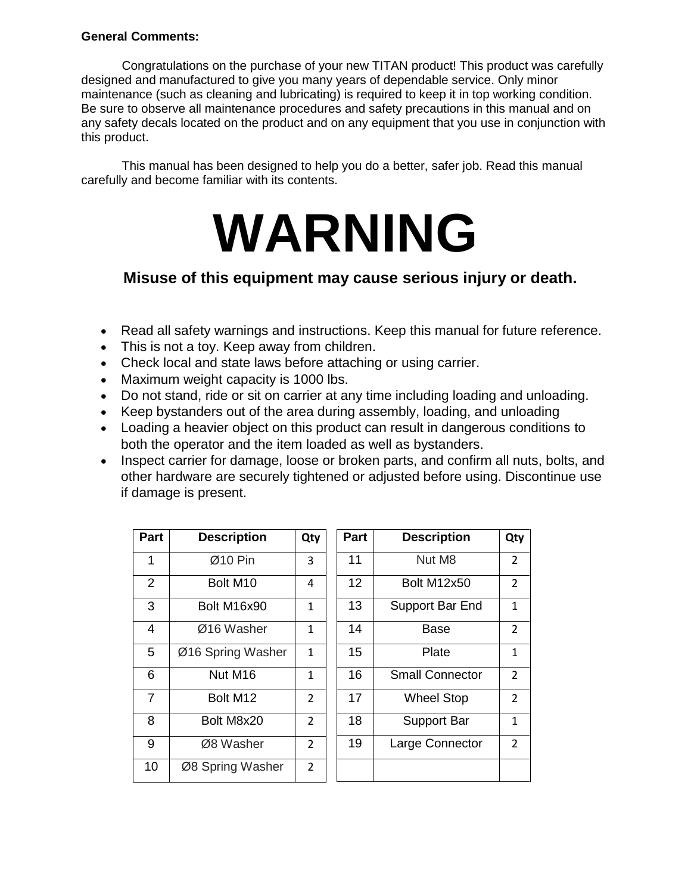**General Comments:**

Congratulations on the purchase of your new TITAN product! This product was carefully designed and manufactured to give you many years of dependable service. Only minor maintenance (such as cleaning and lubricating) is required to keep it in top working condition. Be sure to observe all maintenance procedures and safety precautions in this manual and on any safety decals located on the product and on any equipment that you use in conjunction with this product.

This manual has been designed to help you do a better, safer job. Read this manual carefully and become familiar with its contents.

# WARNING

**Misuse of this equipment may cause serious injury or death.**

- Read all safety warnings and instructions. Keep this manual for future reference.
- This is not a toy. Keep away from children.
- Check local and state laws before attaching or using carrier.
- Maximum weight capacity is 1000 lbs.
- Do not stand, ride or sit on carrier at any time including loading and unloading.
- Keep bystanders out of the area during assembly, loading, and unloading
- Loading a heavier object on this product can result in dangerous conditions to both the operator and the item loaded as well as bystanders.
- Inspect carrier for damage, loose or broken parts, and confirm all nuts, bolts, and other hardware are securely tightened or adjusted before using. Discontinue use if damage is present.

| Part | Description | Qty |
|---|---|---|
| 1 | Ø10 Pin | 3 |
| 2 | Bolt M10 | 4 |
| 3 | Bolt M16x90 | 1 |
| 4 | Ø16 Washer | 1 |
| 5 | Ø16 Spring Washer | 1 |
| 6 | Nut M16 | 1 |
| 7 | Bolt M12 | 2 |
| 8 | Bolt M8x20 | 2 |
| 9 | Ø8 Washer | 2 |
| 10 | Ø8 Spring Washer | 2 |

| Part | Description | Qty |
|---|---|---|
| 11 | Nut M8 | 2 |
| 12 | Bolt M12x50 | 2 |
| 13 | Support Bar End | 1 |
| 14 | Base | 2 |
| 15 | Plate | 1 |
| 16 | Small Connector | 2 |
| 17 | Wheel Stop | 2 |
| 18 | Support Bar | 1 |
| 19 | Large Connector | 2 |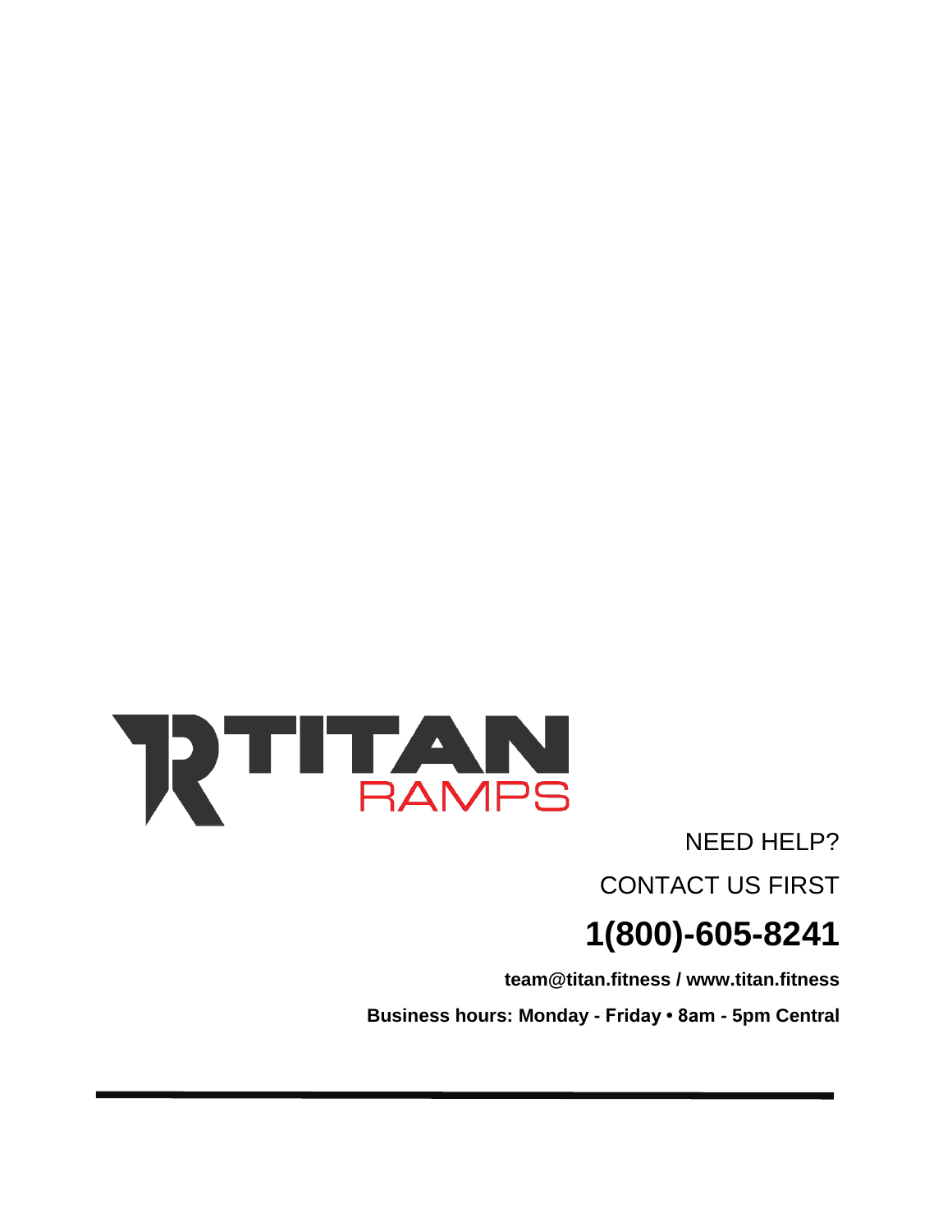TITAN RAMPS

NEED HELP?

CONTACT US FIRST

**1(800)-605-8241**

**team@titan.fitness / www.titan.fitness**

**Business hours: Monday - Friday • 8am - 5pm Central**